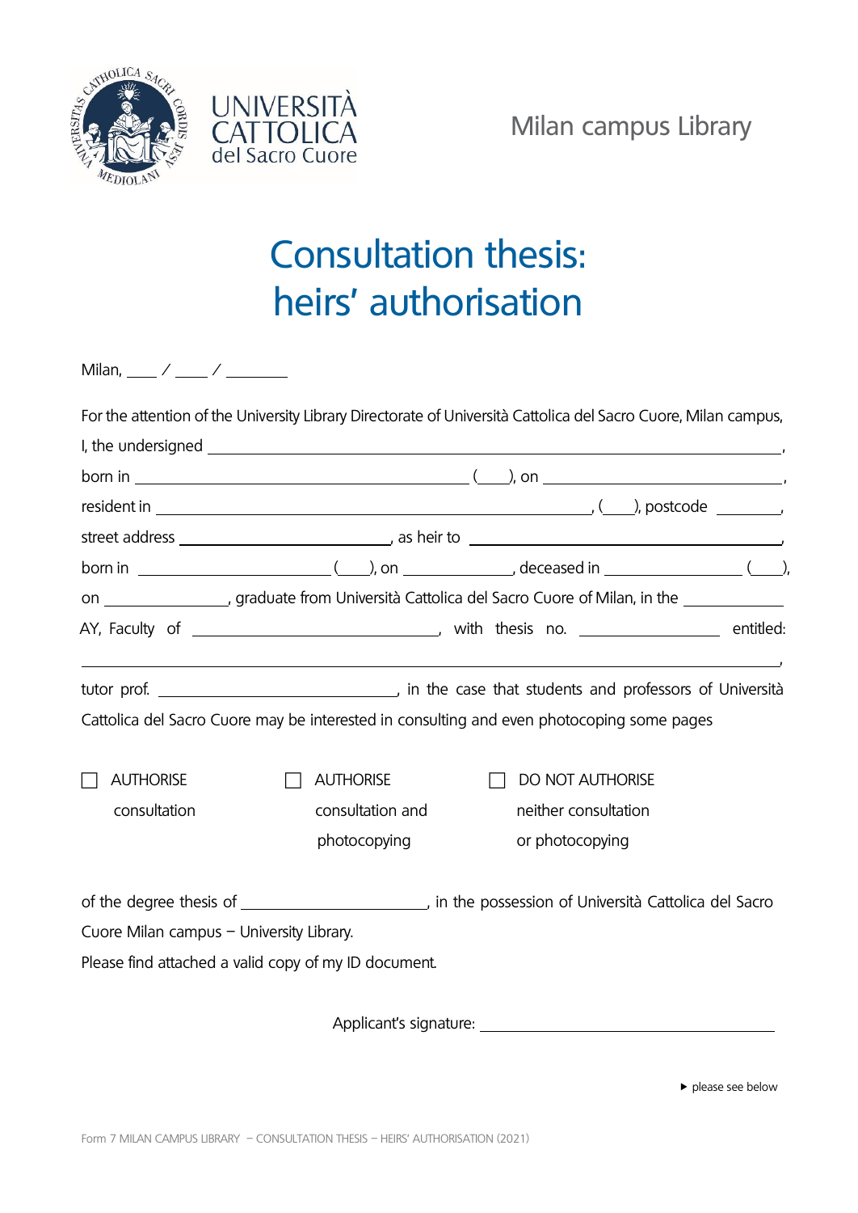UNIVERSITÀ CATTOLICA del Sacro Cuore

Milan campus Library

# Consultation thesis: heirs' authorisation

Milan, ____ / ____ / ________

For the attention of the University Library Directorate of Università Cattolica del Sacro Cuore, Milan campus,

I, the undersigned ________________________________________________________________________,

born in ____________________________________ (____), on __________________________,

resident in ______________________________________________, (____), postcode ________,

street address ________________________, as heir to ____________________________________,

born in ______________________ (____), on ____________, deceased in ________________ (____),

on ______________, graduate from Università Cattolica del Sacro Cuore of Milan, in the ____________

AY, Faculty of ____________________________, with thesis no. ________________ entitled:

______________________________________________________________________________,

tutor prof. ____________________________, in the case that students and professors of Università Cattolica del Sacro Cuore may be interested in consulting and even photocoping some pages

☐ AUTHORISE consultation

☐ AUTHORISE consultation and photocopying

☐ DO NOT AUTHORISE neither consultation or photocopying

of the degree thesis of ______________________, in the possession of Università Cattolica del Sacro Cuore Milan campus – University Library.

Please find attached a valid copy of my ID document.

Applicant's signature: ____________________________________

▸ please see below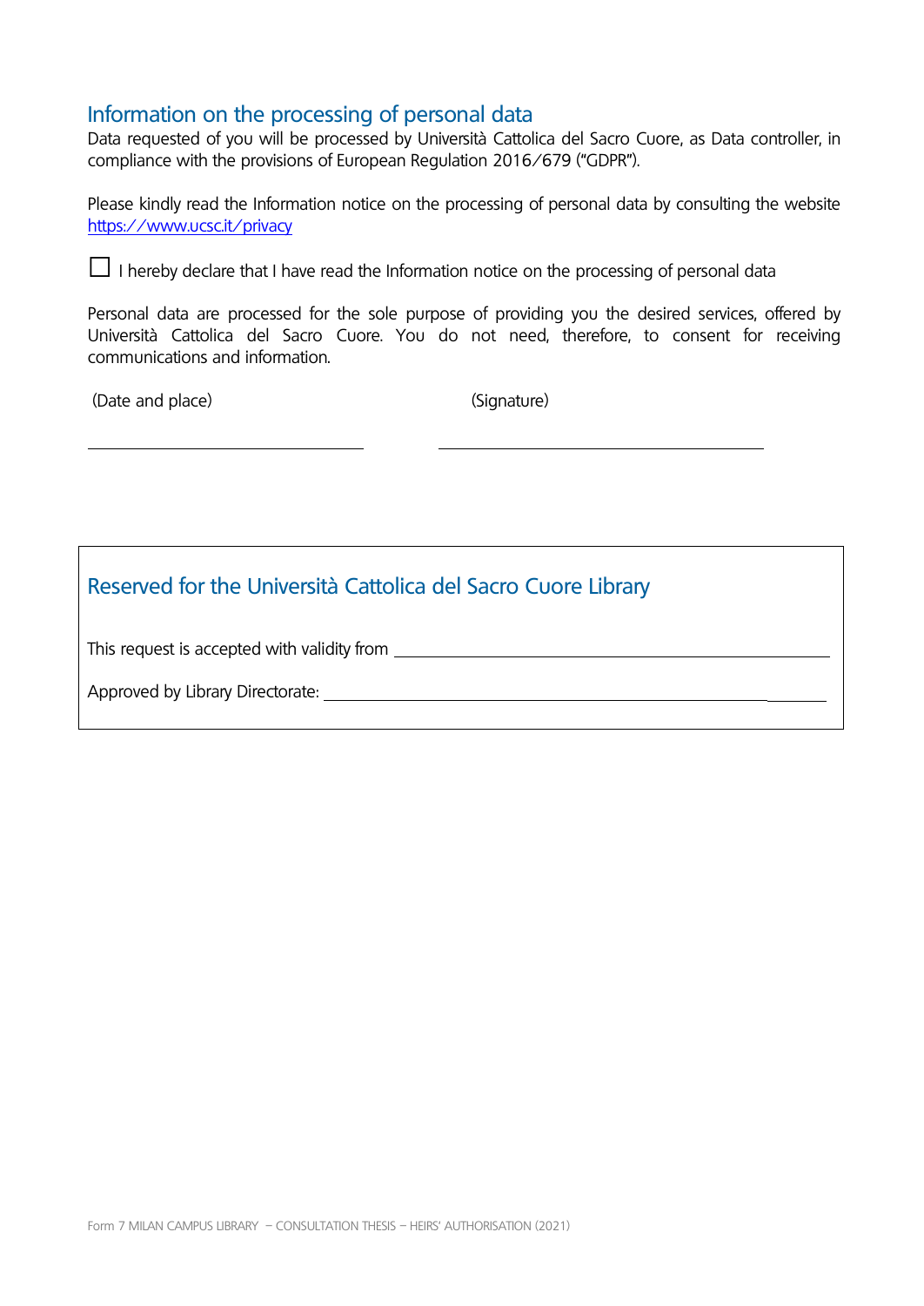## Information on the processing of personal data

Data requested of you will be processed by Università Cattolica del Sacro Cuore, as Data controller, in compliance with the provisions of European Regulation 2016/679 ("GDPR").

Please kindly read the Information notice on the processing of personal data by consulting the website https://www.ucsc.it/privacy

☐ I hereby declare that I have read the Information notice on the processing of personal data

Personal data are processed for the sole purpose of providing you the desired services, offered by Università Cattolica del Sacro Cuore. You do not need, therefore, to consent for receiving communications and information.

(Date and place) ______________________________

(Signature) ______________________________

## Reserved for the Università Cattolica del Sacro Cuore Library

This request is accepted with validity from ______________________________

Approved by Library Directorate: ______________________________